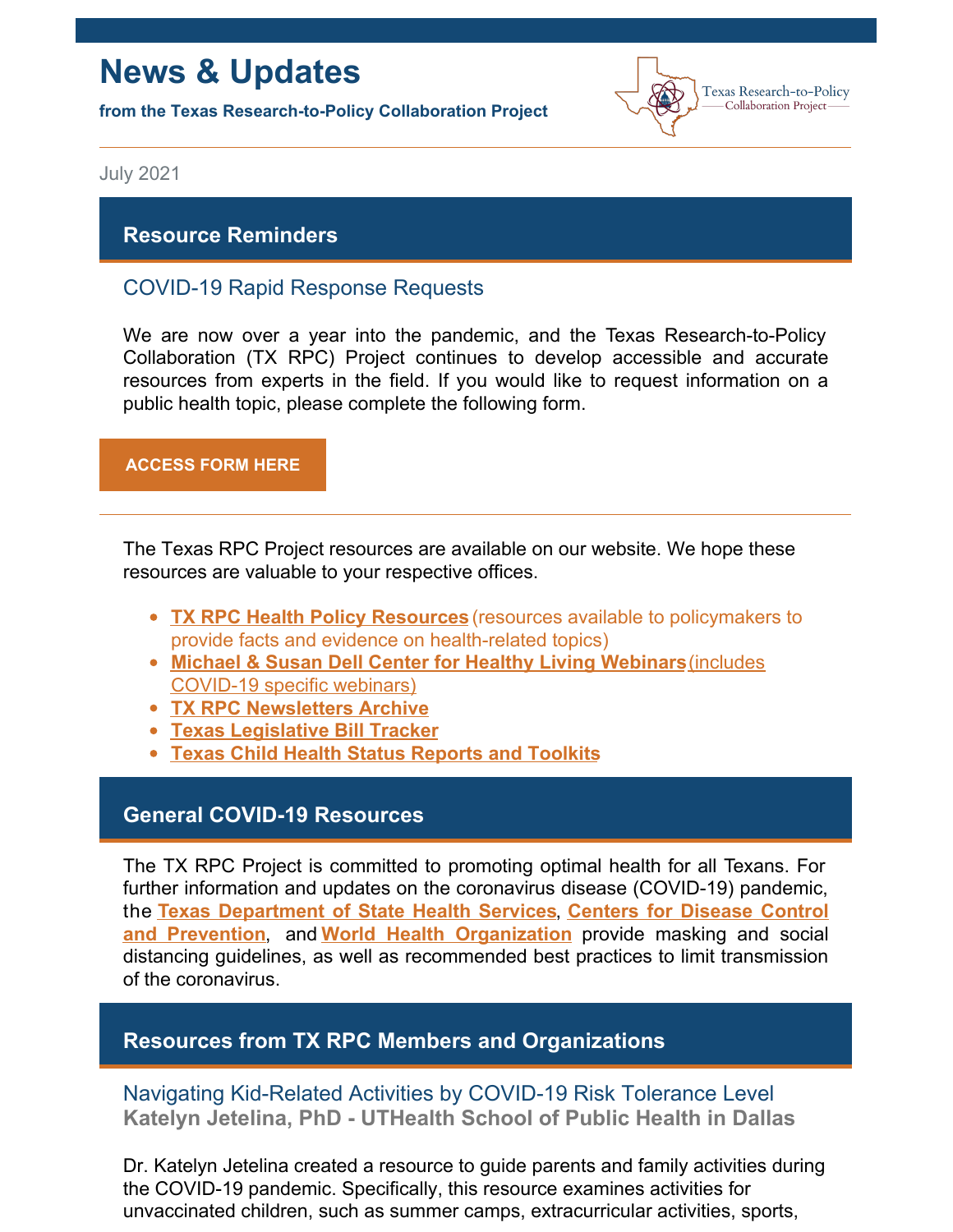# News & Updates

**from the Texas Research-to-Policy Collaboration Project**

Texas Research-to-Policy Collaboration Project

July 2021

## Resource Reminders

### COVID-19 Rapid Response Requests

We are now over a year into the pandemic, and the Texas Research-to-Policy Collaboration (TX RPC) Project continues to develop accessible and accurate resources from experts in the field. If you would like to request information on a public health topic, please complete the following form.

**ACCESS FORM HERE**

---

The Texas RPC Project resources are available on our website. We hope these resources are valuable to your respective offices.

- **TX RPC Health Policy Resources** (resources available to policymakers to provide facts and evidence on health-related topics)
- **Michael & Susan Dell Center for Healthy Living Webinars** (includes COVID-19 specific webinars)
- **TX RPC Newsletters Archive**
- **Texas Legislative Bill Tracker**
- **Texas Child Health Status Reports and Toolkits**

## General COVID-19 Resources

The TX RPC Project is committed to promoting optimal health for all Texans. For further information and updates on the coronavirus disease (COVID-19) pandemic, the **Texas Department of State Health Services**, **Centers for Disease Control and Prevention**, and **World Health Organization** provide masking and social distancing guidelines, as well as recommended best practices to limit transmission of the coronavirus.

## Resources from TX RPC Members and Organizations

### Navigating Kid-Related Activities by COVID-19 Risk Tolerance Level

**Katelyn Jetelina, PhD - UTHealth School of Public Health in Dallas**

Dr. Katelyn Jetelina created a resource to guide parents and family activities during the COVID-19 pandemic. Specifically, this resource examines activities for unvaccinated children, such as summer camps, extracurricular activities, sports,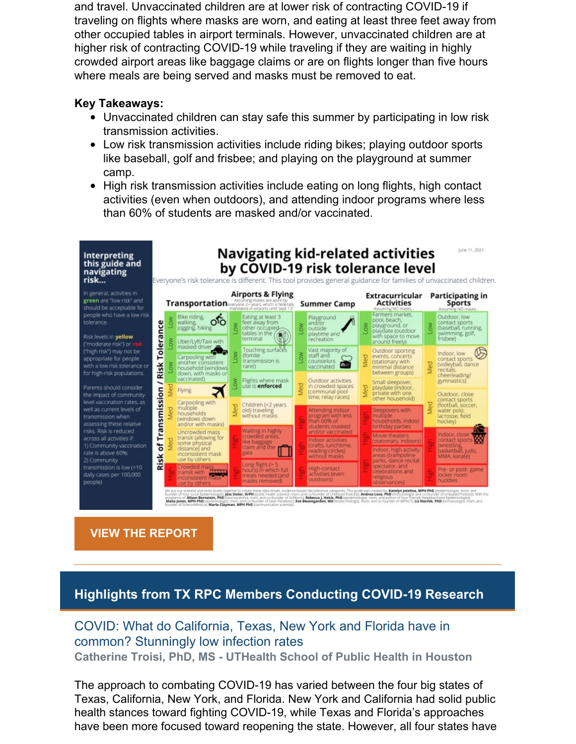and travel. Unvaccinated children are at lower risk of contracting COVID-19 if traveling on flights where masks are worn, and eating at least three feet away from other occupied tables in airport terminals. However, unvaccinated children are at higher risk of contracting COVID-19 while traveling if they are waiting in highly crowded airport areas like baggage claims or are on flights longer than five hours where meals are being served and masks must be removed to eat.

**Key Takeaways:**

- Unvaccinated children can stay safe this summer by participating in low risk transmission activities.
- Low risk transmission activities include riding bikes; playing outdoor sports like baseball, golf and frisbee; and playing on the playground at summer camp.
- High risk transmission activities include eating on long flights, high contact activities (even when outdoors), and attending indoor programs where less than 60% of students are masked and/or vaccinated.

**Interpreting this guide and navigating risk...**

In general, activities in green are "low risk" and should be acceptable for people who have a low risk tolerance.

Risk levels in yellow ("moderate risk") or red ("high risk") may not be appropriate for people with a low risk tolerance or for high-risk populations.

Parents should consider the impact of community-level vaccination rates, as well as current levels of transmission when assessing these relative risks. Risk is reduced across all activities if:
1) Community vaccination rate is above 60%;
2) Community transmission is low (<10 daily cases per 100,000 people)

## Navigating kid-related activities by COVID-19 risk tolerance level

June 11, 2021

Everyone's risk tolerance is different. This tool provides general guidance for families of unvaccinated children.

Risk of Transmission / Risk Tolerance

**Transportation**
- Low: Bike riding, walking, jogging, hiking
- Low: Uber/Lyft/Taxi with masked driver
- Low: Carpooling with another consistent household (windows down, with masks or vaccinated)
- Med: Flying
- Med: Carpooling with multiple households (windows down and/or with masks)
- Med: Uncrowded mass transit (allowing for some physical distance) and inconsistent mask use by others
- High: Crowded mass transit with inconsistent mask use by others

**Airports & Flying** (Assuming masks are worn by everyone 2+ years, which is federally mandated in airports until Sept 13)
- Low: Eating at least 3 feet away from other occupied tables in the terminal
- Low: Touching surfaces (fomite transmission is rare!)
- Low: Flights where mask use is **enforced**
- Med: Children (<2 years old) traveling without masks
- High: Waiting in highly crowded areas, like baggage claim and the gate
- High: Long flight (> 5 hours) in which full meals needed (and masks removed)

**Summer Camp**
- Low: Playground and/or outside playtime and recreation
- Low: Vast majority of staff and counselors vaccinated
- Med: Outdoor activities in crowded spaces (communal pool time, relay races)
- High: Attending indoor program with less than 60% of students masked and/or vaccinated
- High: Indoor activities (crafts, lunchtime, reading circles) without masks
- High: High-contact activities (even outdoors)

**Extracurricular Activities** (Assuming NO masks)
- Low: Farmers market, pool, beach, playground, or playdate (outdoor with space to move around freely)
- Med: Outdoor sporting events, concerts (stationary with minimal distance between groups)
- Med: Small sleepover, playdate (indoor, private with one other household)
- High: Sleepovers with multiple households, indoor birthday parties
- High: Movie theaters (stationary, indoors)
- High: Indoor, high activity areas (trampoline parks, dance recital spectator, and celebrations and religious observances)

**Participating in Sports** (Assuming NO masks)
- Low: Outdoor, low contact sports (baseball, running, swimming, golf, frisbee)
- Med: Indoor, low contact sports (volleyball, dance recitals, cheerleading/ gymnastics)
- Med: Outdoor, close contact sports (football, soccer, water polo, lacrosse, field hockey)
- High: Indoor, close contact sports (wrestling, basketball, judo, MMA, karate)
- High: Pre- or post- game locker room huddles

We put our scientist and mom brains together to create these data-driven, evidence-based risk tolerance categories. This guide was created by: **Katelyn Jetelina, MPH PhD** (epidemiologist, mom, and founder of Your Local Epidemiologist); **Jess Steier, DrPH** (public health scientist, mom, and co-founder of Unbiased Podcast); **Andrea Love, PhD** (immunologist and co-founder of Unbiased Podcast). With the assistance of: **Alison Bernstein, PhD** (neuroscientist, mom, and co-founder of SciMoms); **Rebecca J. Heick, PhD** (epidemiologist, mom, and author of Your Friendly Neighborhood Epidemiologist); **Malia Jones, MPH PhD** (epidemiologist, mom, and co-founder of Dear Pandemic); **Eve Bloomgarden, MD** (endocrinologist, mom, and co-founder of IMPACT); **Liz Marnik, PhD** (immunologist, mom, and founder of ScienceWhizLiz); **Marla Clayman, MPH PhD** (communication scientist)

VIEW THE REPORT

## Highlights from TX RPC Members Conducting COVID-19 Research

### COVID: What do California, Texas, New York and Florida have in common? Stunningly low infection rates

**Catherine Troisi, PhD, MS - UTHealth School of Public Health in Houston**

The approach to combating COVID-19 has varied between the four big states of Texas, California, New York, and Florida. New York and California had solid public health stances toward fighting COVID-19, while Texas and Florida's approaches have been more focused toward reopening the state. However, all four states have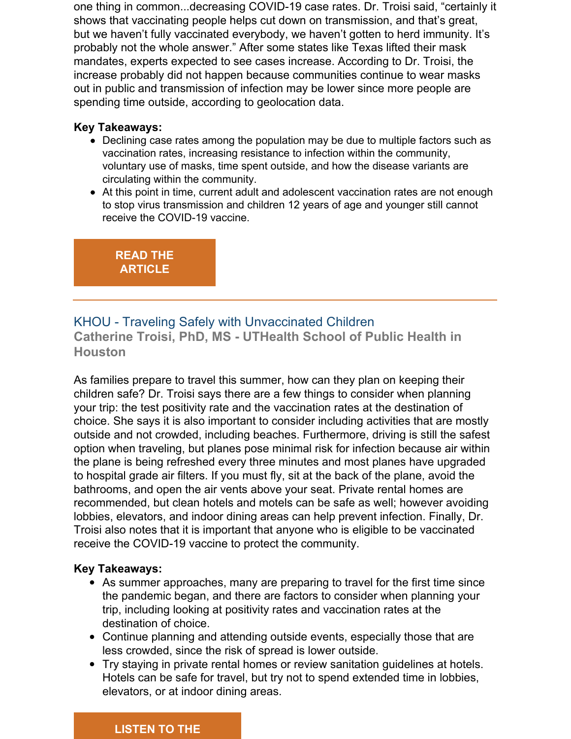one thing in common...decreasing COVID-19 case rates. Dr. Troisi said, "certainly it shows that vaccinating people helps cut down on transmission, and that's great, but we haven't fully vaccinated everybody, we haven't gotten to herd immunity. It's probably not the whole answer." After some states like Texas lifted their mask mandates, experts expected to see cases increase. According to Dr. Troisi, the increase probably did not happen because communities continue to wear masks out in public and transmission of infection may be lower since more people are spending time outside, according to geolocation data.

**Key Takeaways:**

- Declining case rates among the population may be due to multiple factors such as vaccination rates, increasing resistance to infection within the community, voluntary use of masks, time spent outside, and how the disease variants are circulating within the community.
- At this point in time, current adult and adolescent vaccination rates are not enough to stop virus transmission and children 12 years of age and younger still cannot receive the COVID-19 vaccine.

**READ THE ARTICLE**

---

### KHOU - Traveling Safely with Unvaccinated Children

**Catherine Troisi, PhD, MS - UTHealth School of Public Health in Houston**

As families prepare to travel this summer, how can they plan on keeping their children safe? Dr. Troisi says there are a few things to consider when planning your trip: the test positivity rate and the vaccination rates at the destination of choice. She says it is also important to consider including activities that are mostly outside and not crowded, including beaches. Furthermore, driving is still the safest option when traveling, but planes pose minimal risk for infection because air within the plane is being refreshed every three minutes and most planes have upgraded to hospital grade air filters. If you must fly, sit at the back of the plane, avoid the bathrooms, and open the air vents above your seat. Private rental homes are recommended, but clean hotels and motels can be safe as well; however avoiding lobbies, elevators, and indoor dining areas can help prevent infection. Finally, Dr. Troisi also notes that it is important that anyone who is eligible to be vaccinated receive the COVID-19 vaccine to protect the community.

**Key Takeaways:**

- As summer approaches, many are preparing to travel for the first time since the pandemic began, and there are factors to consider when planning your trip, including looking at positivity rates and vaccination rates at the destination of choice.
- Continue planning and attending outside events, especially those that are less crowded, since the risk of spread is lower outside.
- Try staying in private rental homes or review sanitation guidelines at hotels. Hotels can be safe for travel, but try not to spend extended time in lobbies, elevators, or at indoor dining areas.

**LISTEN TO THE**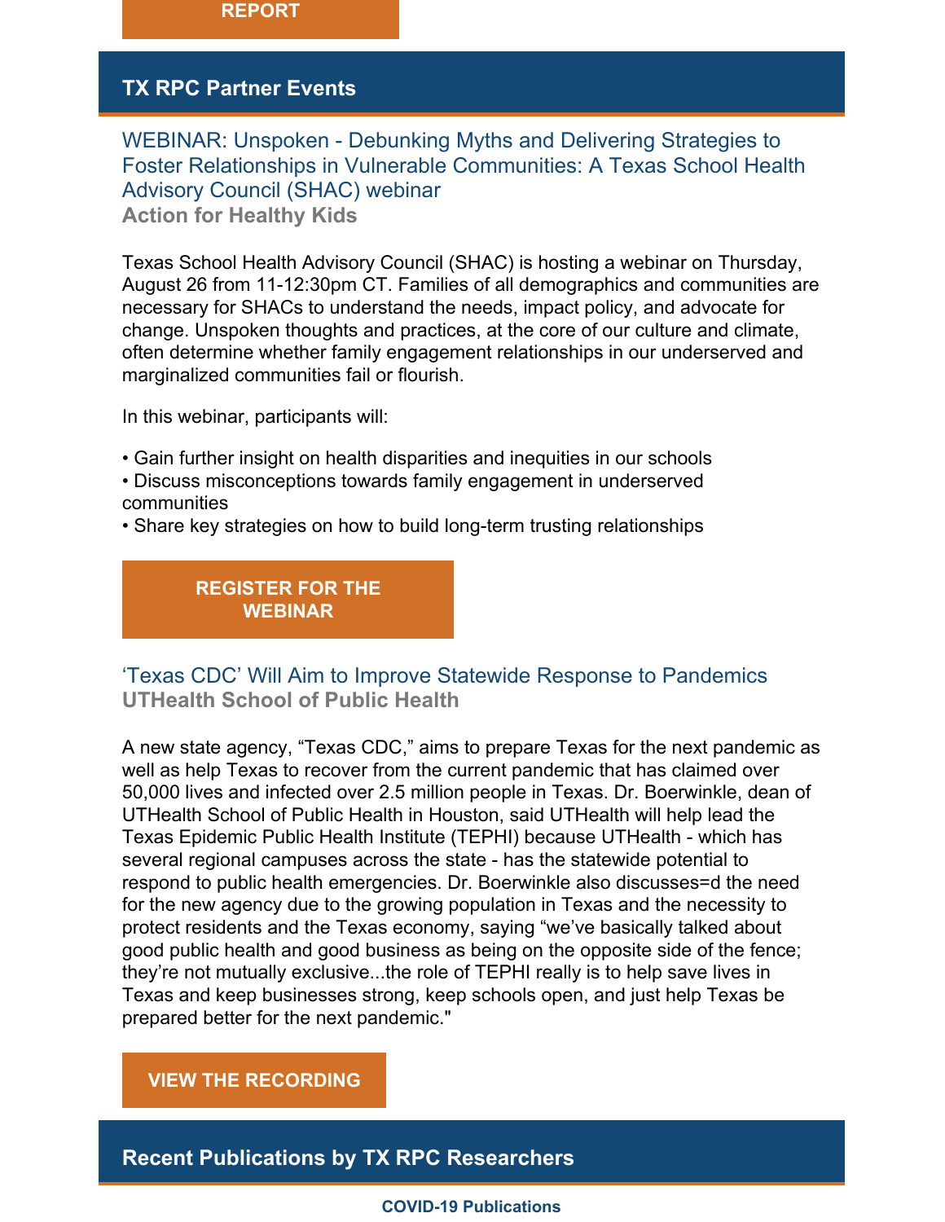REPORT

## TX RPC Partner Events

### WEBINAR: Unspoken - Debunking Myths and Delivering Strategies to Foster Relationships in Vulnerable Communities: A Texas School Health Advisory Council (SHAC) webinar

**Action for Healthy Kids**

Texas School Health Advisory Council (SHAC) is hosting a webinar on Thursday, August 26 from 11-12:30pm CT. Families of all demographics and communities are necessary for SHACs to understand the needs, impact policy, and advocate for change. Unspoken thoughts and practices, at the core of our culture and climate, often determine whether family engagement relationships in our underserved and marginalized communities fail or flourish.

In this webinar, participants will:

• Gain further insight on health disparities and inequities in our schools
• Discuss misconceptions towards family engagement in underserved communities
• Share key strategies on how to build long-term trusting relationships

REGISTER FOR THE WEBINAR

### 'Texas CDC' Will Aim to Improve Statewide Response to Pandemics

**UTHealth School of Public Health**

A new state agency, "Texas CDC," aims to prepare Texas for the next pandemic as well as help Texas to recover from the current pandemic that has claimed over 50,000 lives and infected over 2.5 million people in Texas. Dr. Boerwinkle, dean of UTHealth School of Public Health in Houston, said UTHealth will help lead the Texas Epidemic Public Health Institute (TEPHI) because UTHealth - which has several regional campuses across the state - has the statewide potential to respond to public health emergencies. Dr. Boerwinkle also discusses=d the need for the new agency due to the growing population in Texas and the necessity to protect residents and the Texas economy, saying "we've basically talked about good public health and good business as being on the opposite side of the fence; they're not mutually exclusive...the role of TEPHI really is to help save lives in Texas and keep businesses strong, keep schools open, and just help Texas be prepared better for the next pandemic."

VIEW THE RECORDING

## Recent Publications by TX RPC Researchers

**COVID-19 Publications**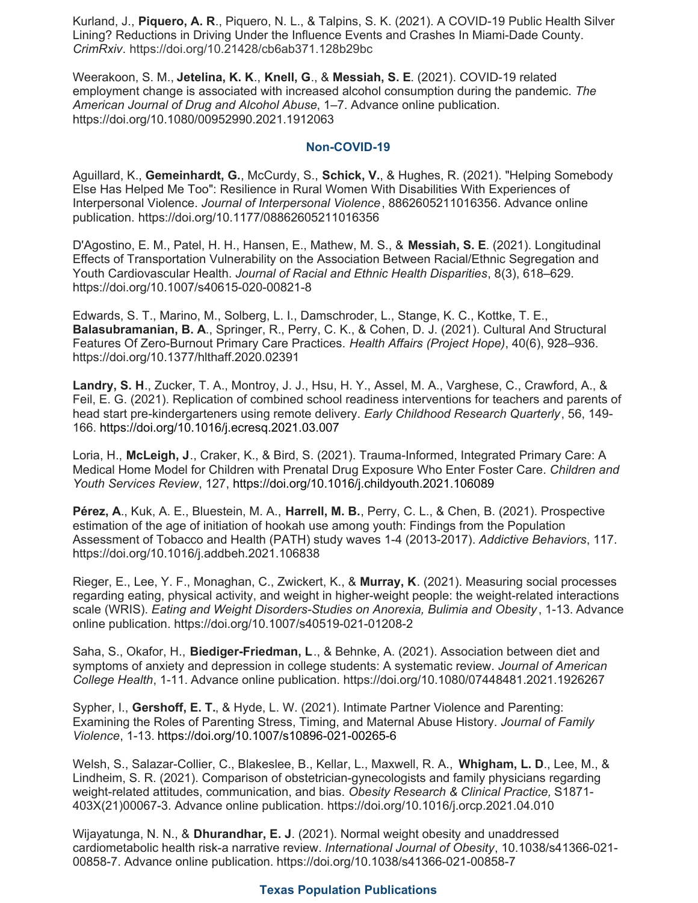Kurland, J., **Piquero, A. R**., Piquero, N. L., & Talpins, S. K. (2021). A COVID-19 Public Health Silver Lining? Reductions in Driving Under the Influence Events and Crashes In Miami-Dade County. *CrimRxiv*. https://doi.org/10.21428/cb6ab371.128b29bc

Weerakoon, S. M., **Jetelina, K. K**., **Knell, G**., & **Messiah, S. E**. (2021). COVID-19 related employment change is associated with increased alcohol consumption during the pandemic. *The American Journal of Drug and Alcohol Abuse*, 1–7. Advance online publication. https://doi.org/10.1080/00952990.2021.1912063

### Non-COVID-19

Aguillard, K., **Gemeinhardt, G.**, McCurdy, S., **Schick, V.**, & Hughes, R. (2021). "Helping Somebody Else Has Helped Me Too": Resilience in Rural Women With Disabilities With Experiences of Interpersonal Violence. *Journal of Interpersonal Violence*, 8862605211016356. Advance online publication. https://doi.org/10.1177/08862605211016356

D'Agostino, E. M., Patel, H. H., Hansen, E., Mathew, M. S., & **Messiah, S. E**. (2021). Longitudinal Effects of Transportation Vulnerability on the Association Between Racial/Ethnic Segregation and Youth Cardiovascular Health. *Journal of Racial and Ethnic Health Disparities*, 8(3), 618–629. https://doi.org/10.1007/s40615-020-00821-8

Edwards, S. T., Marino, M., Solberg, L. I., Damschroder, L., Stange, K. C., Kottke, T. E., **Balasubramanian, B. A**., Springer, R., Perry, C. K., & Cohen, D. J. (2021). Cultural And Structural Features Of Zero-Burnout Primary Care Practices. *Health Affairs (Project Hope)*, 40(6), 928–936. https://doi.org/10.1377/hlthaff.2020.02391

**Landry, S. H**., Zucker, T. A., Montroy, J. J., Hsu, H. Y., Assel, M. A., Varghese, C., Crawford, A., & Feil, E. G. (2021). Replication of combined school readiness interventions for teachers and parents of head start pre-kindergarteners using remote delivery. *Early Childhood Research Quarterly*, 56, 149-166. https://doi.org/10.1016/j.ecresq.2021.03.007

Loria, H., **McLeigh, J**., Craker, K., & Bird, S. (2021). Trauma-Informed, Integrated Primary Care: A Medical Home Model for Children with Prenatal Drug Exposure Who Enter Foster Care. *Children and Youth Services Review*, 127, https://doi.org/10.1016/j.childyouth.2021.106089

**Pérez, A**., Kuk, A. E., Bluestein, M. A., **Harrell, M. B.**, Perry, C. L., & Chen, B. (2021). Prospective estimation of the age of initiation of hookah use among youth: Findings from the Population Assessment of Tobacco and Health (PATH) study waves 1-4 (2013-2017). *Addictive Behaviors*, 117. https://doi.org/10.1016/j.addbeh.2021.106838

Rieger, E., Lee, Y. F., Monaghan, C., Zwickert, K., & **Murray, K**. (2021). Measuring social processes regarding eating, physical activity, and weight in higher-weight people: the weight-related interactions scale (WRIS). *Eating and Weight Disorders-Studies on Anorexia, Bulimia and Obesity*, 1-13. Advance online publication. https://doi.org/10.1007/s40519-021-01208-2

Saha, S., Okafor, H., **Biediger-Friedman, L**., & Behnke, A. (2021). Association between diet and symptoms of anxiety and depression in college students: A systematic review. *Journal of American College Health*, 1-11. Advance online publication. https://doi.org/10.1080/07448481.2021.1926267

Sypher, I., **Gershoff, E. T.**, & Hyde, L. W. (2021). Intimate Partner Violence and Parenting: Examining the Roles of Parenting Stress, Timing, and Maternal Abuse History. *Journal of Family Violence*, 1-13. https://doi.org/10.1007/s10896-021-00265-6

Welsh, S., Salazar-Collier, C., Blakeslee, B., Kellar, L., Maxwell, R. A., **Whigham, L. D**., Lee, M., & Lindheim, S. R. (2021). Comparison of obstetrician-gynecologists and family physicians regarding weight-related attitudes, communication, and bias. *Obesity Research & Clinical Practice,* S1871-403X(21)00067-3. Advance online publication. https://doi.org/10.1016/j.orcp.2021.04.010

Wijayatunga, N. N., & **Dhurandhar, E. J**. (2021). Normal weight obesity and unaddressed cardiometabolic health risk-a narrative review. *International Journal of Obesity*, 10.1038/s41366-021-00858-7. Advance online publication. https://doi.org/10.1038/s41366-021-00858-7

### Texas Population Publications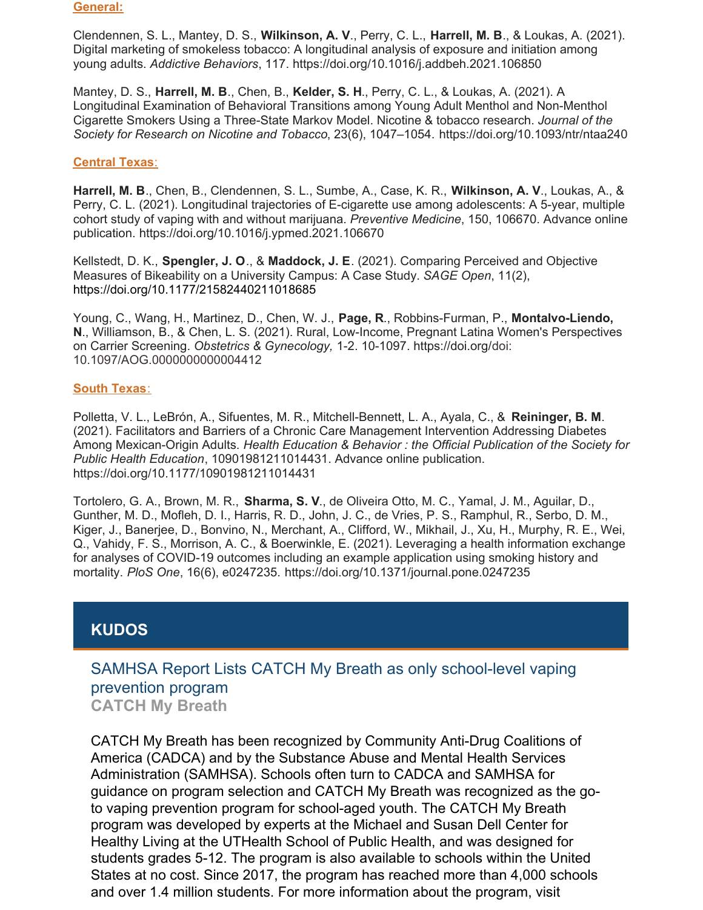**General:**

Clendennen, S. L., Mantey, D. S., **Wilkinson, A. V**., Perry, C. L., **Harrell, M. B**., & Loukas, A. (2021). Digital marketing of smokeless tobacco: A longitudinal analysis of exposure and initiation among young adults. *Addictive Behaviors*, 117. https://doi.org/10.1016/j.addbeh.2021.106850

Mantey, D. S., **Harrell, M. B**., Chen, B., **Kelder, S. H**., Perry, C. L., & Loukas, A. (2021). A Longitudinal Examination of Behavioral Transitions among Young Adult Menthol and Non-Menthol Cigarette Smokers Using a Three-State Markov Model. Nicotine & tobacco research. *Journal of the Society for Research on Nicotine and Tobacco*, 23(6), 1047–1054. https://doi.org/10.1093/ntr/ntaa240

**Central Texas:**

**Harrell, M. B**., Chen, B., Clendennen, S. L., Sumbe, A., Case, K. R., **Wilkinson, A. V**., Loukas, A., & Perry, C. L. (2021). Longitudinal trajectories of E-cigarette use among adolescents: A 5-year, multiple cohort study of vaping with and without marijuana. *Preventive Medicine*, 150, 106670. Advance online publication. https://doi.org/10.1016/j.ypmed.2021.106670

Kellstedt, D. K., **Spengler, J. O**., & **Maddock, J. E**. (2021). Comparing Perceived and Objective Measures of Bikeability on a University Campus: A Case Study. *SAGE Open*, 11(2), https://doi.org/10.1177/21582440211018685

Young, C., Wang, H., Martinez, D., Chen, W. J., **Page, R**., Robbins-Furman, P., **Montalvo-Liendo, N**., Williamson, B., & Chen, L. S. (2021). Rural, Low-Income, Pregnant Latina Women's Perspectives on Carrier Screening. *Obstetrics & Gynecology,* 1-2. 10-1097. https://doi.org/doi: 10.1097/AOG.0000000000004412

**South Texas:**

Polletta, V. L., LeBrón, A., Sifuentes, M. R., Mitchell-Bennett, L. A., Ayala, C., & **Reininger, B. M**. (2021). Facilitators and Barriers of a Chronic Care Management Intervention Addressing Diabetes Among Mexican-Origin Adults. *Health Education & Behavior : the Official Publication of the Society for Public Health Education*, 10901981211014431. Advance online publication. https://doi.org/10.1177/10901981211014431

Tortolero, G. A., Brown, M. R., **Sharma, S. V**., de Oliveira Otto, M. C., Yamal, J. M., Aguilar, D., Gunther, M. D., Mofleh, D. I., Harris, R. D., John, J. C., de Vries, P. S., Ramphul, R., Serbo, D. M., Kiger, J., Banerjee, D., Bonvino, N., Merchant, A., Clifford, W., Mikhail, J., Xu, H., Murphy, R. E., Wei, Q., Vahidy, F. S., Morrison, A. C., & Boerwinkle, E. (2021). Leveraging a health information exchange for analyses of COVID-19 outcomes including an example application using smoking history and mortality. *PloS One*, 16(6), e0247235. https://doi.org/10.1371/journal.pone.0247235

## KUDOS

### SAMHSA Report Lists CATCH My Breath as only school-level vaping prevention program

**CATCH My Breath**

CATCH My Breath has been recognized by Community Anti-Drug Coalitions of America (CADCA) and by the Substance Abuse and Mental Health Services Administration (SAMHSA). Schools often turn to CADCA and SAMHSA for guidance on program selection and CATCH My Breath was recognized as the go-to vaping prevention program for school-aged youth. The CATCH My Breath program was developed by experts at the Michael and Susan Dell Center for Healthy Living at the UTHealth School of Public Health, and was designed for students grades 5-12. The program is also available to schools within the United States at no cost. Since 2017, the program has reached more than 4,000 schools and over 1.4 million students. For more information about the program, visit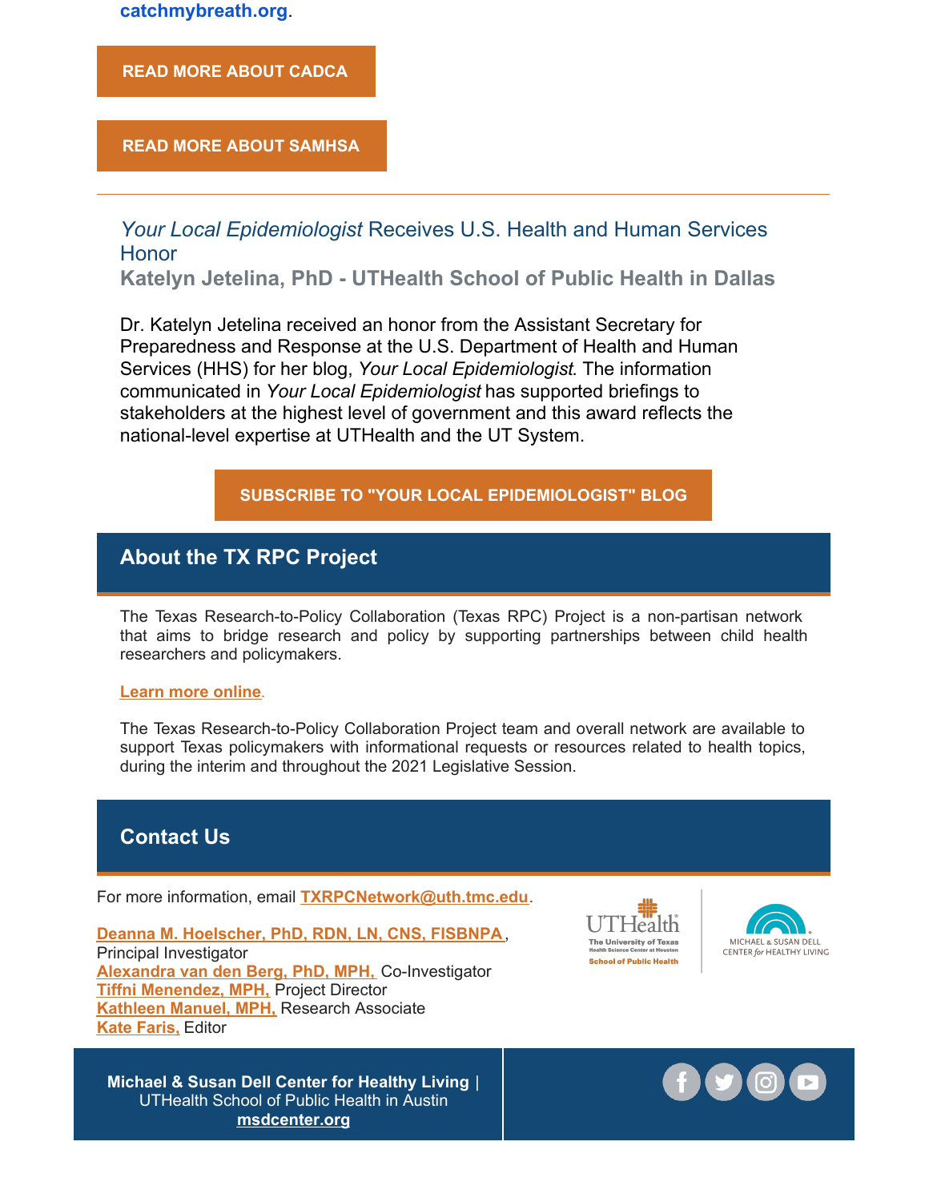catchmybreath.org.

READ MORE ABOUT CADCA

READ MORE ABOUT SAMHSA

### *Your Local Epidemiologist* Receives U.S. Health and Human Services Honor

**Katelyn Jetelina, PhD - UTHealth School of Public Health in Dallas**

Dr. Katelyn Jetelina received an honor from the Assistant Secretary for Preparedness and Response at the U.S. Department of Health and Human Services (HHS) for her blog, *Your Local Epidemiologist*. The information communicated in *Your Local Epidemiologist* has supported briefings to stakeholders at the highest level of government and this award reflects the national-level expertise at UTHealth and the UT System.

SUBSCRIBE TO "YOUR LOCAL EPIDEMIOLOGIST" BLOG

## About the TX RPC Project

The Texas Research-to-Policy Collaboration (Texas RPC) Project is a non-partisan network that aims to bridge research and policy by supporting partnerships between child health researchers and policymakers.

**Learn more online**.

The Texas Research-to-Policy Collaboration Project team and overall network are available to support Texas policymakers with informational requests or resources related to health topics, during the interim and throughout the 2021 Legislative Session.

## Contact Us

For more information, email **TXRPCNetwork@uth.tmc.edu**.

**Deanna M. Hoelscher, PhD, RDN, LN, CNS, FISBNPA**, Principal Investigator
**Alexandra van den Berg, PhD, MPH,** Co-Investigator
**Tiffni Menendez, MPH,** Project Director
**Kathleen Manuel, MPH,** Research Associate
**Kate Faris,** Editor

UTHealth The University of Texas Health Science Center at Houston School of Public Health

MICHAEL & SUSAN DELL CENTER *for* HEALTHY LIVING

**Michael & Susan Dell Center for Healthy Living** | UTHealth School of Public Health in Austin
**msdcenter.org**